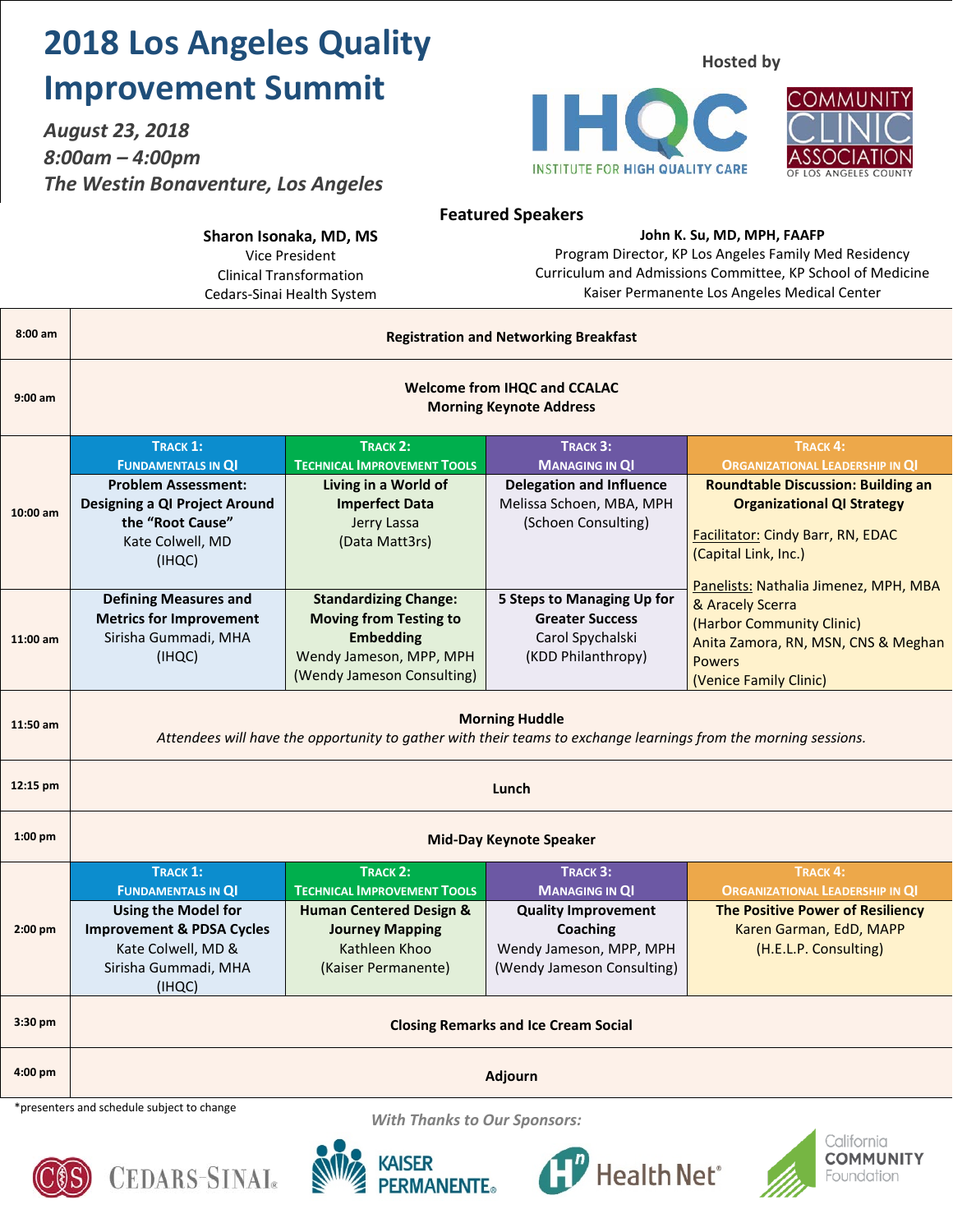# 2018 Los Angeles Quality Improvement Summit

*August 23, 2018*
*8:00am – 4:00pm*
*The Westin Bonaventure, Los Angeles*

**Hosted by**

IHQC – Institute for High Quality Care

Community Clinic Association of Los Angeles County

## Featured Speakers

**Sharon Isonaka, MD, MS**
Vice President
Clinical Transformation
Cedars-Sinai Health System

**John K. Su, MD, MPH, FAAFP**
Program Director, KP Los Angeles Family Med Residency
Curriculum and Admissions Committee, KP School of Medicine
Kaiser Permanente Los Angeles Medical Center

| Time | | | | |
|---|---|---|---|---|
| 8:00 am | **Registration and Networking Breakfast** | | | |
| 9:00 am | **Welcome from IHQC and CCALAC**<br>**Morning Keynote Address** | | | |
| | **Track 1: Fundamentals in QI** | **Track 2: Technical Improvement Tools** | **Track 3: Managing in QI** | **Track 4: Organizational Leadership in QI** |
| 10:00 am | **Problem Assessment: Designing a QI Project Around the "Root Cause"**<br>Kate Colwell, MD<br>(IHQC) | **Living in a World of Imperfect Data**<br>Jerry Lassa<br>(Data Matt3rs) | **Delegation and Influence**<br>Melissa Schoen, MBA, MPH<br>(Schoen Consulting) | **Roundtable Discussion: Building an Organizational QI Strategy**<br>Facilitator: Cindy Barr, RN, EDAC<br>(Capital Link, Inc.)<br>Panelists: Nathalia Jimenez, MPH, MBA & Aracely Scerra<br>(Harbor Community Clinic)<br>Anita Zamora, RN, MSN, CNS & Meghan Powers<br>(Venice Family Clinic) |
| 11:00 am | **Defining Measures and Metrics for Improvement**<br>Sirisha Gummadi, MHA<br>(IHQC) | **Standardizing Change: Moving from Testing to Embedding**<br>Wendy Jameson, MPP, MPH<br>(Wendy Jameson Consulting) | **5 Steps to Managing Up for Greater Success**<br>Carol Spychalski<br>(KDD Philanthropy) | |
| 11:50 am | **Morning Huddle**<br>*Attendees will have the opportunity to gather with their teams to exchange learnings from the morning sessions.* | | | |
| 12:15 pm | **Lunch** | | | |
| 1:00 pm | **Mid-Day Keynote Speaker** | | | |
| | **Track 1: Fundamentals in QI** | **Track 2: Technical Improvement Tools** | **Track 3: Managing in QI** | **Track 4: Organizational Leadership in QI** |
| 2:00 pm | **Using the Model for Improvement & PDSA Cycles**<br>Kate Colwell, MD & Sirisha Gummadi, MHA<br>(IHQC) | **Human Centered Design & Journey Mapping**<br>Kathleen Khoo<br>(Kaiser Permanente) | **Quality Improvement Coaching**<br>Wendy Jameson, MPP, MPH<br>(Wendy Jameson Consulting) | **The Positive Power of Resiliency**<br>Karen Garman, EdD, MAPP<br>(H.E.L.P. Consulting) |
| 3:30 pm | **Closing Remarks and Ice Cream Social** | | | |
| 4:00 pm | **Adjourn** | | | |

*presenters and schedule subject to change

*With Thanks to Our Sponsors:*

Cedars-Sinai · Kaiser Permanente · Health Net · California Community Foundation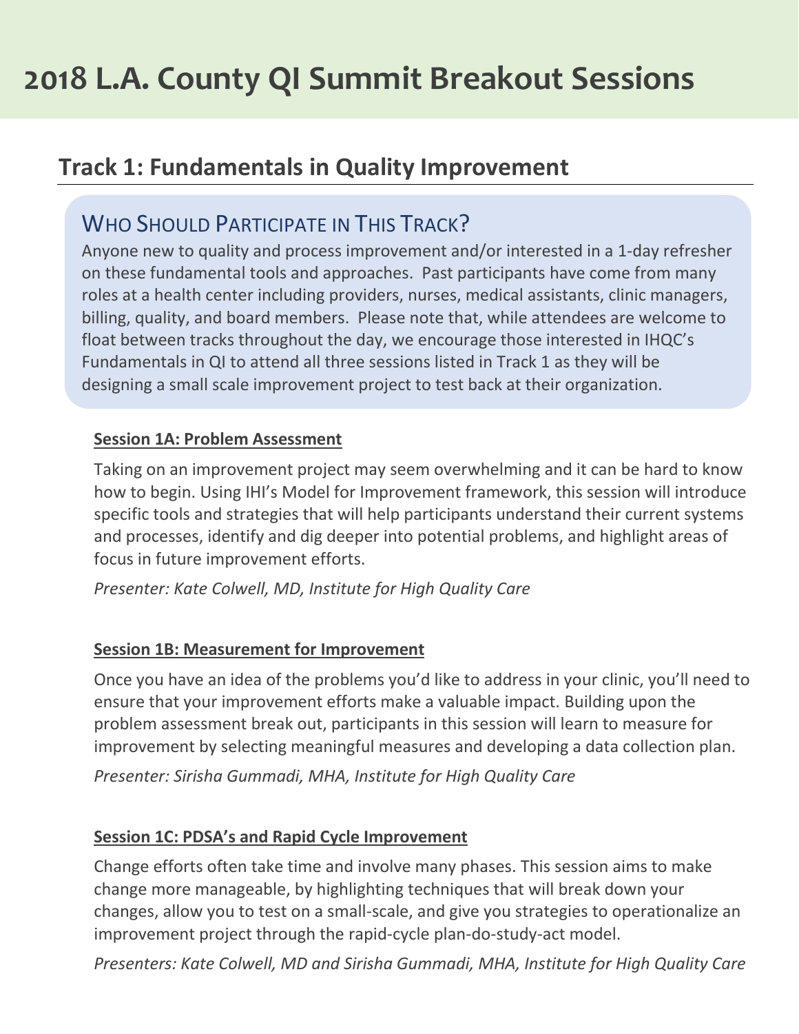# 2018 L.A. County QI Summit Breakout Sessions

## Track 1: Fundamentals in Quality Improvement

### WHO SHOULD PARTICIPATE IN THIS TRACK?

Anyone new to quality and process improvement and/or interested in a 1-day refresher on these fundamental tools and approaches. Past participants have come from many roles at a health center including providers, nurses, medical assistants, clinic managers, billing, quality, and board members. Please note that, while attendees are welcome to float between tracks throughout the day, we encourage those interested in IHQC's Fundamentals in QI to attend all three sessions listed in Track 1 as they will be designing a small scale improvement project to test back at their organization.

**Session 1A: Problem Assessment**

Taking on an improvement project may seem overwhelming and it can be hard to know how to begin. Using IHI's Model for Improvement framework, this session will introduce specific tools and strategies that will help participants understand their current systems and processes, identify and dig deeper into potential problems, and highlight areas of focus in future improvement efforts.

*Presenter: Kate Colwell, MD, Institute for High Quality Care*

**Session 1B: Measurement for Improvement**

Once you have an idea of the problems you'd like to address in your clinic, you'll need to ensure that your improvement efforts make a valuable impact. Building upon the problem assessment break out, participants in this session will learn to measure for improvement by selecting meaningful measures and developing a data collection plan.

*Presenter: Sirisha Gummadi, MHA, Institute for High Quality Care*

**Session 1C: PDSA's and Rapid Cycle Improvement**

Change efforts often take time and involve many phases. This session aims to make change more manageable, by highlighting techniques that will break down your changes, allow you to test on a small-scale, and give you strategies to operationalize an improvement project through the rapid-cycle plan-do-study-act model.

*Presenters: Kate Colwell, MD and Sirisha Gummadi, MHA, Institute for High Quality Care*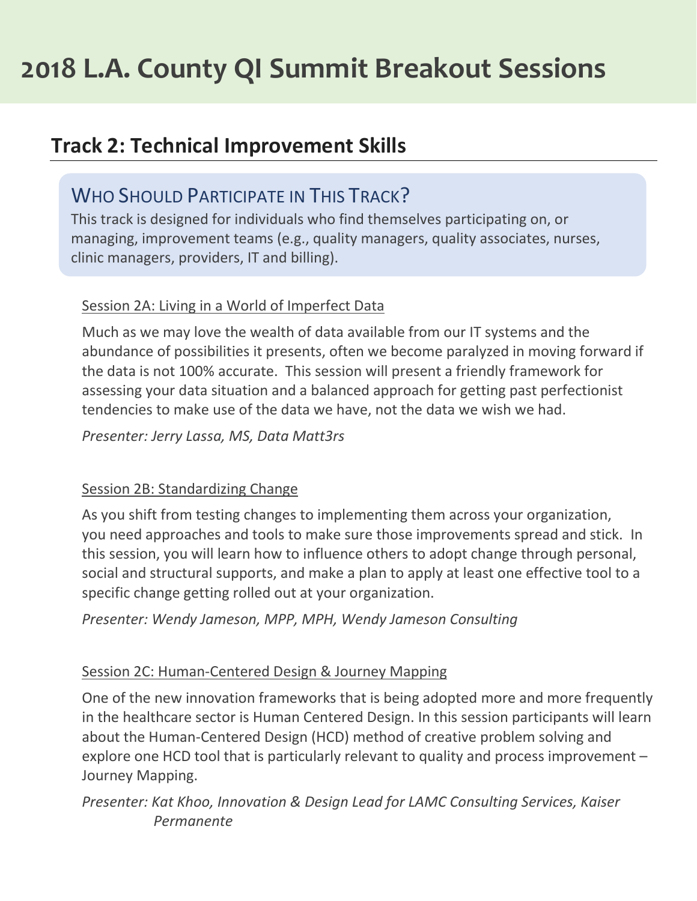# 2018 L.A. County QI Summit Breakout Sessions

## Track 2: Technical Improvement Skills

### Who Should Participate in This Track?

This track is designed for individuals who find themselves participating on, or managing, improvement teams (e.g., quality managers, quality associates, nurses, clinic managers, providers, IT and billing).

Session 2A: Living in a World of Imperfect Data

Much as we may love the wealth of data available from our IT systems and the abundance of possibilities it presents, often we become paralyzed in moving forward if the data is not 100% accurate. This session will present a friendly framework for assessing your data situation and a balanced approach for getting past perfectionist tendencies to make use of the data we have, not the data we wish we had.

*Presenter: Jerry Lassa, MS, Data Matt3rs*

Session 2B: Standardizing Change

As you shift from testing changes to implementing them across your organization, you need approaches and tools to make sure those improvements spread and stick. In this session, you will learn how to influence others to adopt change through personal, social and structural supports, and make a plan to apply at least one effective tool to a specific change getting rolled out at your organization.

*Presenter: Wendy Jameson, MPP, MPH, Wendy Jameson Consulting*

Session 2C: Human-Centered Design & Journey Mapping

One of the new innovation frameworks that is being adopted more and more frequently in the healthcare sector is Human Centered Design. In this session participants will learn about the Human-Centered Design (HCD) method of creative problem solving and explore one HCD tool that is particularly relevant to quality and process improvement – Journey Mapping.

*Presenter: Kat Khoo, Innovation & Design Lead for LAMC Consulting Services, Kaiser Permanente*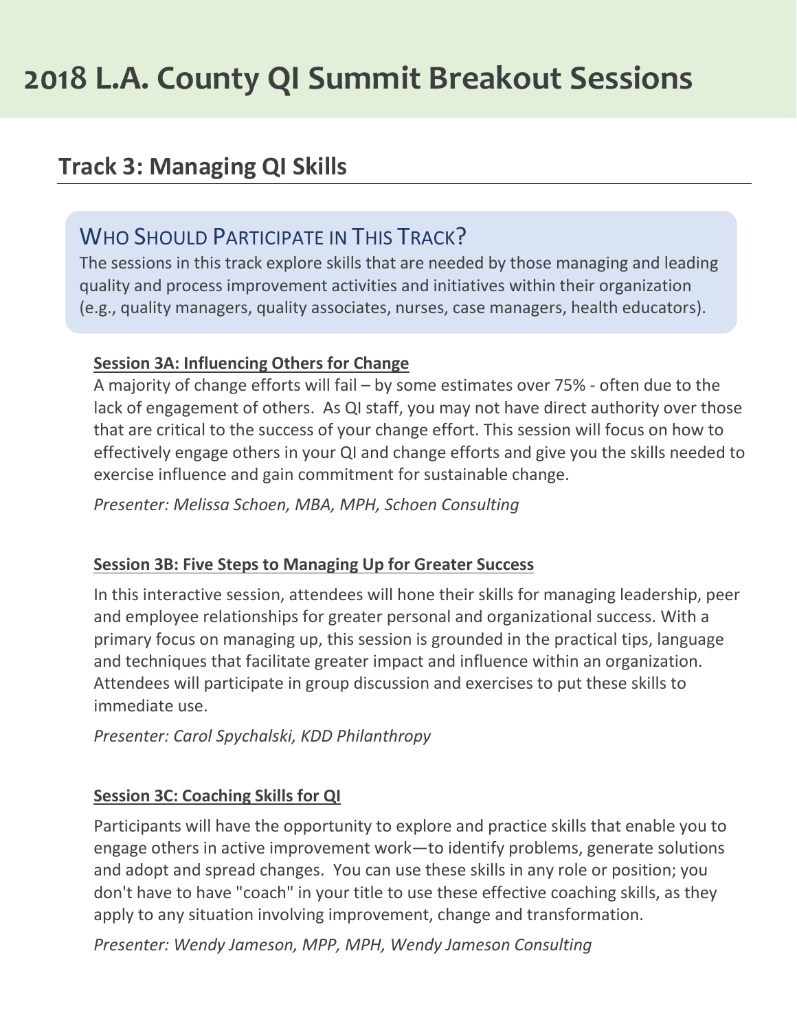# 2018 L.A. County QI Summit Breakout Sessions

## Track 3: Managing QI Skills

### Who Should Participate in This Track?

The sessions in this track explore skills that are needed by those managing and leading quality and process improvement activities and initiatives within their organization (e.g., quality managers, quality associates, nurses, case managers, health educators).

**Session 3A: Influencing Others for Change**

A majority of change efforts will fail – by some estimates over 75% - often due to the lack of engagement of others. As QI staff, you may not have direct authority over those that are critical to the success of your change effort. This session will focus on how to effectively engage others in your QI and change efforts and give you the skills needed to exercise influence and gain commitment for sustainable change.

*Presenter: Melissa Schoen, MBA, MPH, Schoen Consulting*

**Session 3B: Five Steps to Managing Up for Greater Success**

In this interactive session, attendees will hone their skills for managing leadership, peer and employee relationships for greater personal and organizational success. With a primary focus on managing up, this session is grounded in the practical tips, language and techniques that facilitate greater impact and influence within an organization. Attendees will participate in group discussion and exercises to put these skills to immediate use.

*Presenter: Carol Spychalski, KDD Philanthropy*

**Session 3C: Coaching Skills for QI**

Participants will have the opportunity to explore and practice skills that enable you to engage others in active improvement work—to identify problems, generate solutions and adopt and spread changes. You can use these skills in any role or position; you don't have to have "coach" in your title to use these effective coaching skills, as they apply to any situation involving improvement, change and transformation.

*Presenter: Wendy Jameson, MPP, MPH, Wendy Jameson Consulting*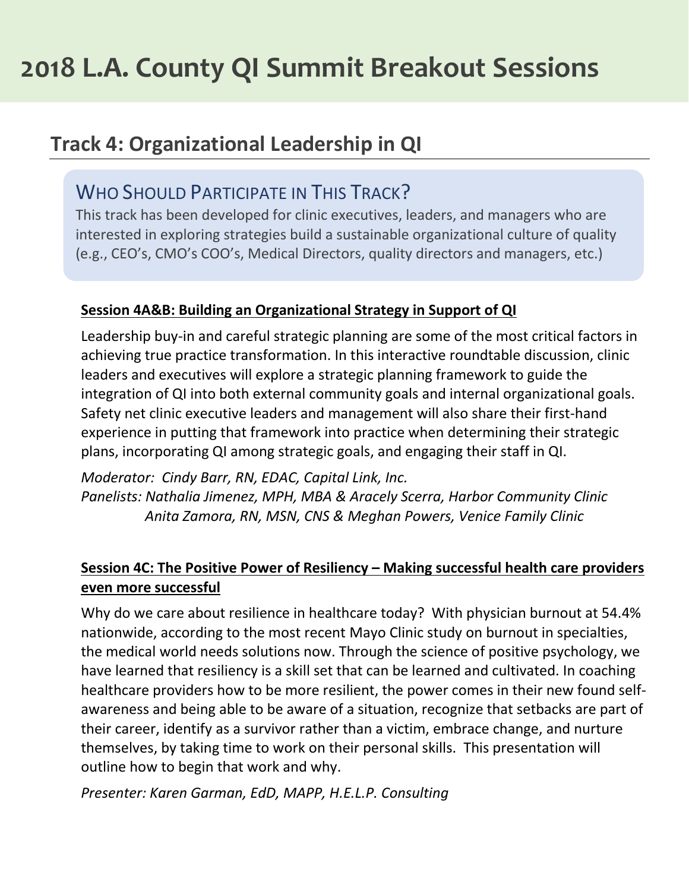# 2018 L.A. County QI Summit Breakout Sessions

## Track 4: Organizational Leadership in QI

### Who Should Participate in This Track?

This track has been developed for clinic executives, leaders, and managers who are interested in exploring strategies build a sustainable organizational culture of quality (e.g., CEO's, CMO's COO's, Medical Directors, quality directors and managers, etc.)

**Session 4A&B: Building an Organizational Strategy in Support of QI**

Leadership buy-in and careful strategic planning are some of the most critical factors in achieving true practice transformation. In this interactive roundtable discussion, clinic leaders and executives will explore a strategic planning framework to guide the integration of QI into both external community goals and internal organizational goals. Safety net clinic executive leaders and management will also share their first-hand experience in putting that framework into practice when determining their strategic plans, incorporating QI among strategic goals, and engaging their staff in QI.

*Moderator: Cindy Barr, RN, EDAC, Capital Link, Inc.*
*Panelists: Nathalia Jimenez, MPH, MBA & Aracely Scerra, Harbor Community Clinic*
*Anita Zamora, RN, MSN, CNS & Meghan Powers, Venice Family Clinic*

**Session 4C: The Positive Power of Resiliency – Making successful health care providers even more successful**

Why do we care about resilience in healthcare today? With physician burnout at 54.4% nationwide, according to the most recent Mayo Clinic study on burnout in specialties, the medical world needs solutions now. Through the science of positive psychology, we have learned that resiliency is a skill set that can be learned and cultivated. In coaching healthcare providers how to be more resilient, the power comes in their new found self-awareness and being able to be aware of a situation, recognize that setbacks are part of their career, identify as a survivor rather than a victim, embrace change, and nurture themselves, by taking time to work on their personal skills. This presentation will outline how to begin that work and why.

*Presenter: Karen Garman, EdD, MAPP, H.E.L.P. Consulting*